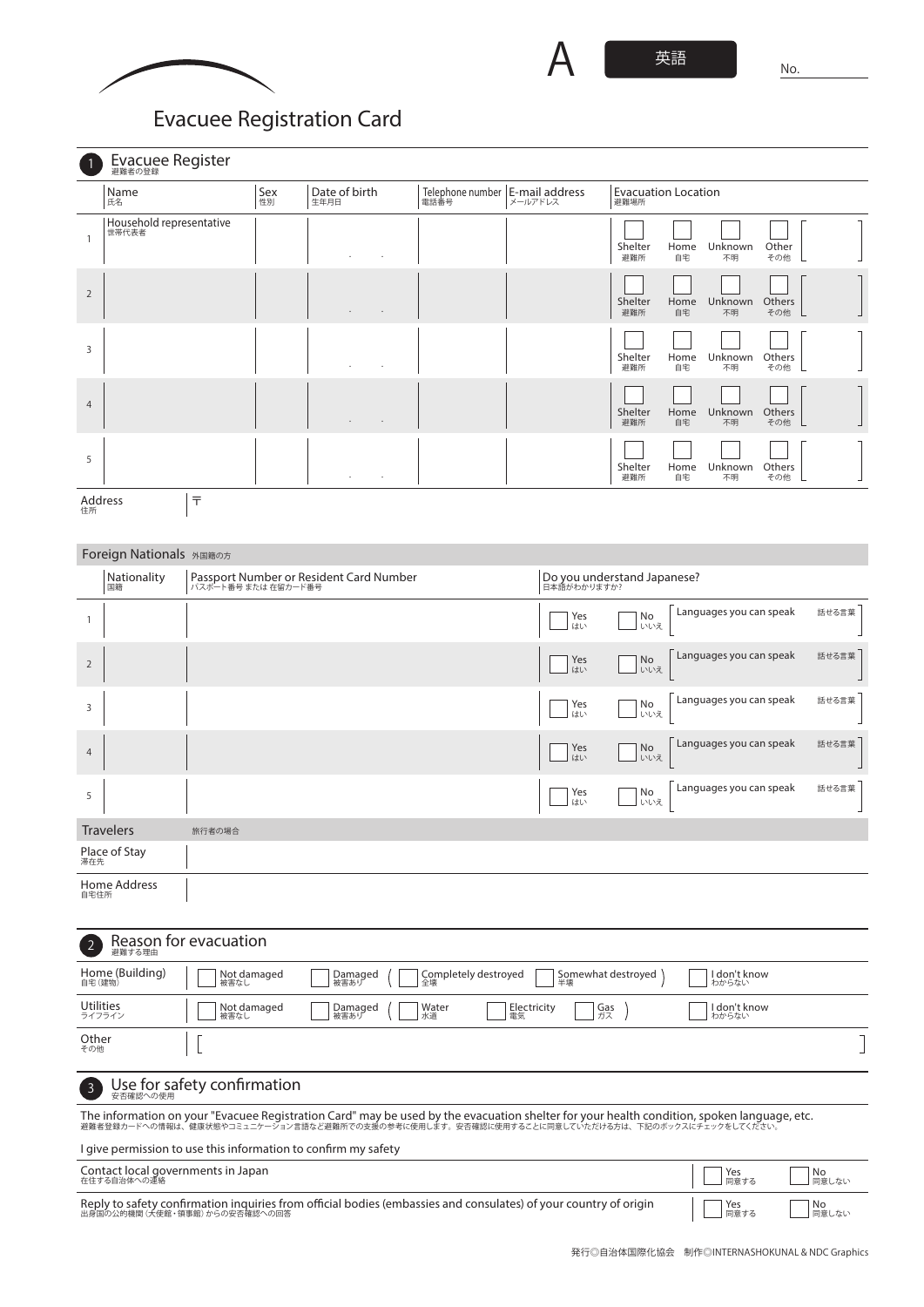A 英語 No.

# Evacuee Registration Card

## 1 Evacuee Register 避難者の登録

| | Name 氏名 | Sex 性別 | Date of birth 生年月日 | Telephone number 電話番号 | E-mail address メールアドレス | Evacuation Location 避難場所 |
|---|---|---|---|---|---|---|
| 1 | Household representative 世帯代表者 | | ・ ・ | | | ☐ Shelter 避難所 ☐ Home 自宅 ☐ Unknown 不明 ☐ Other その他 [ ] |
| 2 | | | ・ ・ | | | ☐ Shelter 避難所 ☐ Home 自宅 ☐ Unknown 不明 ☐ Others その他 [ ] |
| 3 | | | ・ ・ | | | ☐ Shelter 避難所 ☐ Home 自宅 ☐ Unknown 不明 ☐ Others その他 [ ] |
| 4 | | | ・ ・ | | | ☐ Shelter 避難所 ☐ Home 自宅 ☐ Unknown 不明 ☐ Others その他 [ ] |
| 5 | | | ・ ・ | | | ☐ Shelter 避難所 ☐ Home 自宅 ☐ Unknown 不明 ☐ Others その他 [ ] |

Address 住所 〒

### Foreign Nationals 外国籍の方

| | Nationality 国籍 | Passport Number or Resident Card Number パスポート番号 または 在留カード番号 | Do you understand Japanese? 日本語がわかりますか？ |
|---|---|---|---|
| 1 | | | ☐ Yes はい ☐ No いいえ [Languages you can speak 話せる言葉 ] |
| 2 | | | ☐ Yes はい ☐ No いいえ [Languages you can speak 話せる言葉 ] |
| 3 | | | ☐ Yes はい ☐ No いいえ [Languages you can speak 話せる言葉 ] |
| 4 | | | ☐ Yes はい ☐ No いいえ [Languages you can speak 話せる言葉 ] |
| 5 | | | ☐ Yes はい ☐ No いいえ [Languages you can speak 話せる言葉 ] |

### Travelers 旅行者の場合

| | |
|---|---|
| Place of Stay 滞在先 | |
| Home Address 自宅住所 | |

## 2 Reason for evacuation 避難する理由

| | | |
|---|---|---|
| Home (Building) 自宅（建物） | ☐ Not damaged 被害なし ☐ Damaged 被害あり ( ☐ Completely destroyed 全壊 ☐ Somewhat destroyed 半壊 ) | ☐ I don't know わからない |
| Utilities ライフライン | ☐ Not damaged 被害なし ☐ Damaged 被害あり ( ☐ Water 水道 ☐ Electricity 電気 ☐ Gas ガス ) | ☐ I don't know わからない |
| Other その他 | [ ] | |

## 3 Use for safety confirmation 安否確認への使用

The information on your "Evacuee Registration Card" may be used by the evacuation shelter for your health condition, spoken language, etc.
避難者登録カードへの情報は、健康状態やコミュニケーション言語など避難所での支援の参考に使用します。安否確認に使用することに同意していただける方は、下記のボックスにチェックをしてください。

I give permission to use this information to confirm my safety

| | | |
|---|---|---|
| Contact local governments in Japan 在住する自治体への連絡 | ☐ Yes 同意する | ☐ No 同意しない |
| Reply to safety confirmation inquiries from official bodies (embassies and consulates) of your country of origin 出身国の公的機関（大使館・領事館）からの安否確認への回答 | ☐ Yes 同意する | ☐ No 同意しない |

発行◎自治体国際化協会　制作◎INTERNASHOKUNAL & NDC Graphics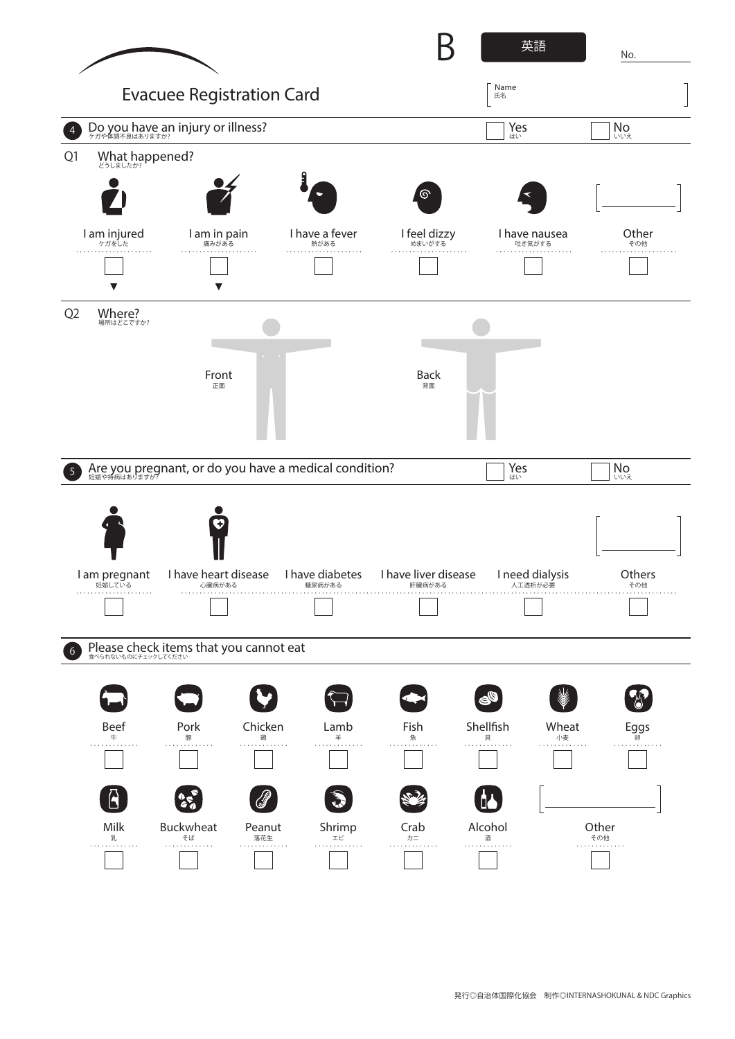B 英語 No.

# Evacuee Registration Card

Name 氏名

## 4 Do you have an injury or illness? ケガや体調不良はありますか?

Yes はい ☐ No いいえ ☐

### Q1 What happened? どうしましたか?

| I am injured ケガをした | I am in pain 痛みがある | I have a fever 熱がある | I feel dizzy めまいがする | I have nausea 吐き気がする | Other その他 |
|---|---|---|---|---|---|
| ☐ ▼ | ☐ ▼ | ☐ | ☐ | ☐ | ☐ |

### Q2 Where? 場所はどこですか?

Front 正面

Back 背面

## 5 Are you pregnant, or do you have a medical condition? 妊娠や持病はありますか?

Yes はい ☐ No いいえ ☐

| I am pregnant 妊娠している | I have heart disease 心臓病がある | I have diabetes 糖尿病がある | I have liver disease 肝臓病がある | I need dialysis 人工透析が必要 | Others その他 |
|---|---|---|---|---|---|
| ☐ | ☐ | ☐ | ☐ | ☐ | ☐ |

## 6 Please check items that you cannot eat 食べられないものにチェックしてください

| Beef 牛 | Pork 豚 | Chicken 鶏 | Lamb 羊 | Fish 魚 | Shellfish 貝 | Wheat 小麦 | Eggs 卵 |
|---|---|---|---|---|---|---|---|
| ☐ | ☐ | ☐ | ☐ | ☐ | ☐ | ☐ | ☐ |

| Milk 乳 | Buckwheat そば | Peanut 落花生 | Shrimp エビ | Crab カニ | Alcohol 酒 | Other その他 |
|---|---|---|---|---|---|---|
| ☐ | ☐ | ☐ | ☐ | ☐ | ☐ | ☐ |

発行◎自治体国際化協会　制作◎INTERNASHOKUNAL & NDC Graphics